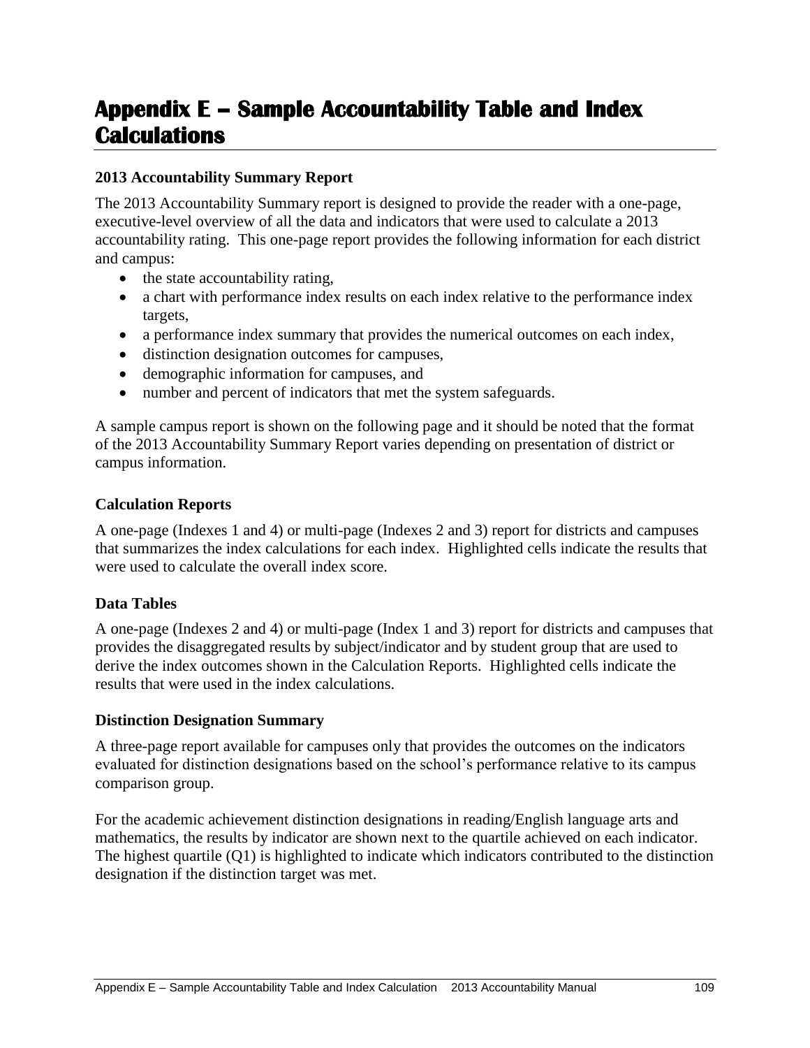# Appendix E – Sample Accountability Table and Index Calculations

### 2013 Accountability Summary Report

The 2013 Accountability Summary report is designed to provide the reader with a one-page, executive-level overview of all the data and indicators that were used to calculate a 2013 accountability rating. This one-page report provides the following information for each district and campus:

- the state accountability rating,
- a chart with performance index results on each index relative to the performance index targets,
- a performance index summary that provides the numerical outcomes on each index,
- distinction designation outcomes for campuses,
- demographic information for campuses, and
- number and percent of indicators that met the system safeguards.

A sample campus report is shown on the following page and it should be noted that the format of the 2013 Accountability Summary Report varies depending on presentation of district or campus information.

### Calculation Reports

A one-page (Indexes 1 and 4) or multi-page (Indexes 2 and 3) report for districts and campuses that summarizes the index calculations for each index. Highlighted cells indicate the results that were used to calculate the overall index score.

### Data Tables

A one-page (Indexes 2 and 4) or multi-page (Index 1 and 3) report for districts and campuses that provides the disaggregated results by subject/indicator and by student group that are used to derive the index outcomes shown in the Calculation Reports. Highlighted cells indicate the results that were used in the index calculations.

### Distinction Designation Summary

A three-page report available for campuses only that provides the outcomes on the indicators evaluated for distinction designations based on the school's performance relative to its campus comparison group.

For the academic achievement distinction designations in reading/English language arts and mathematics, the results by indicator are shown next to the quartile achieved on each indicator. The highest quartile (Q1) is highlighted to indicate which indicators contributed to the distinction designation if the distinction target was met.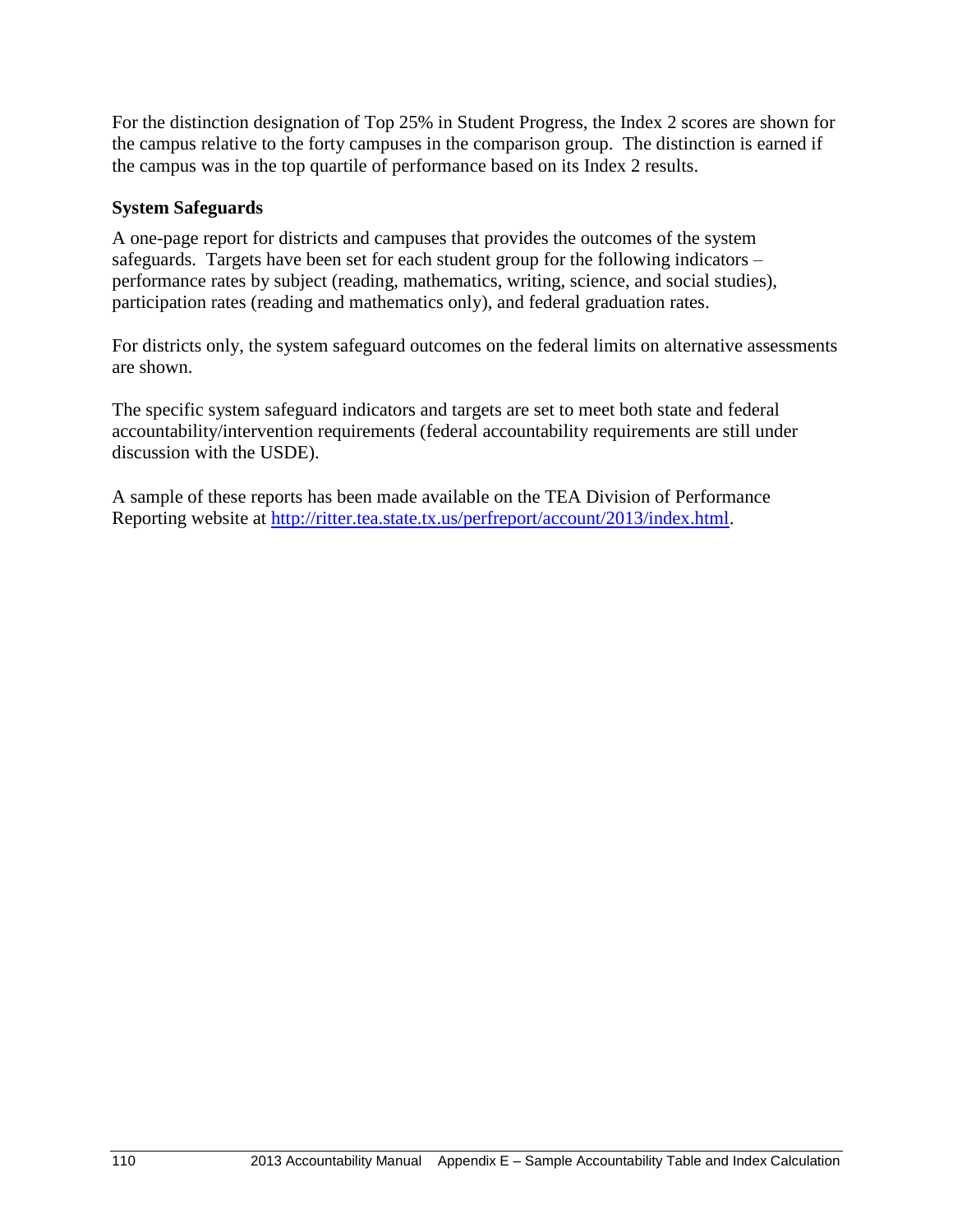For the distinction designation of Top 25% in Student Progress, the Index 2 scores are shown for the campus relative to the forty campuses in the comparison group. The distinction is earned if the campus was in the top quartile of performance based on its Index 2 results.

**System Safeguards**

A one-page report for districts and campuses that provides the outcomes of the system safeguards. Targets have been set for each student group for the following indicators – performance rates by subject (reading, mathematics, writing, science, and social studies), participation rates (reading and mathematics only), and federal graduation rates.

For districts only, the system safeguard outcomes on the federal limits on alternative assessments are shown.

The specific system safeguard indicators and targets are set to meet both state and federal accountability/intervention requirements (federal accountability requirements are still under discussion with the USDE).

A sample of these reports has been made available on the TEA Division of Performance Reporting website at [http://ritter.tea.state.tx.us/perfreport/account/2013/index.html](http://ritter.tea.state.tx.us/perfreport/account/2013/index.html).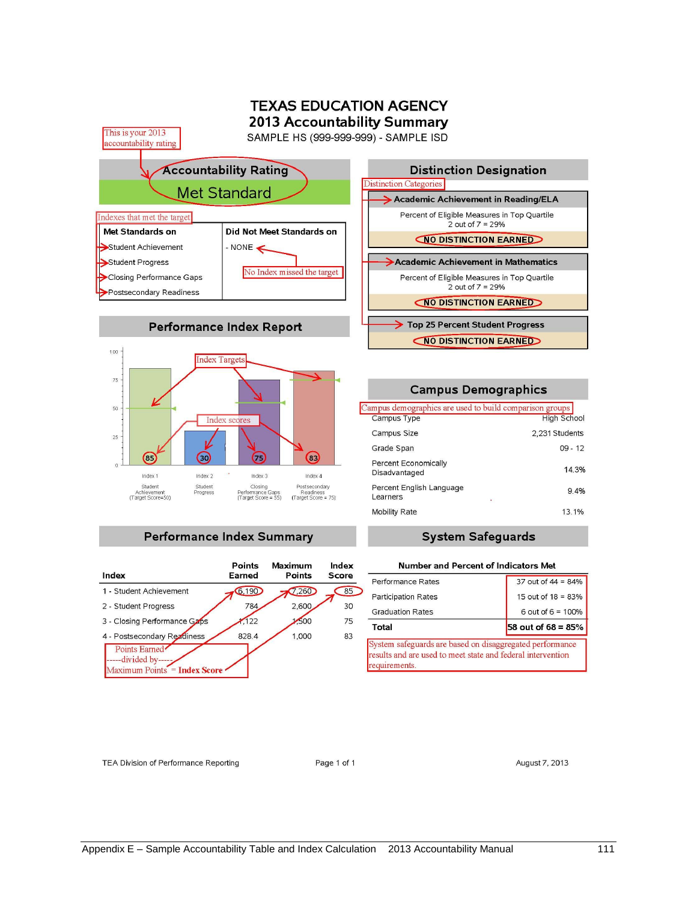# TEXAS EDUCATION AGENCY
## 2013 Accountability Summary
SAMPLE HS (999-999-999) - SAMPLE ISD

This is your 2013 accountability rating

## Accountability Rating

**Met Standard**

Indexes that met the target

| Met Standards on | Did Not Meet Standards on |
|---|---|
| Student Achievement | - NONE |
| Student Progress | |
| Closing Performance Gaps | |
| Postsecondary Readiness | |

No Index missed the target

## Performance Index Report

Index Targets

Index scores

| | Index 1 | Index 2 | Index 3 | Index 4 |
|---|---|---|---|---|
| | Student Achievement (Target Score=50) | Student Progress | Closing Performance Gaps (Target Score = 55) | Postsecondary Readiness (Target Score = 75) |
| Index Score | 85 | 30 | 75 | 83 |

## Performance Index Summary

| Index | Points Earned | Maximum Points | Index Score |
|---|---|---|---|
| 1 - Student Achievement | 6,190 | 7,260 | 85 |
| 2 - Student Progress | 784 | 2,600 | 30 |
| 3 - Closing Performance Gaps | 1,122 | 1,500 | 75 |
| 4 - Postsecondary Readiness | 828.4 | 1,000 | 83 |

Points Earned
-----divided by-----
Maximum Points = **Index Score**

## Distinction Designation

Distinction Categories

**Academic Achievement in Reading/ELA**

Percent of Eligible Measures in Top Quartile
2 out of 7 = 29%

**NO DISTINCTION EARNED**

**Academic Achievement in Mathematics**

Percent of Eligible Measures in Top Quartile
2 out of 7 = 29%

**NO DISTINCTION EARNED**

**Top 25 Percent Student Progress**

**NO DISTINCTION EARNED**

## Campus Demographics

Campus demographics are used to build comparison groups

| | |
|---|---|
| Campus Type | High School |
| Campus Size | 2,231 Students |
| Grade Span | 09 - 12 |
| Percent Economically Disadvantaged | 14.3% |
| Percent English Language Learners | 9.4% |
| Mobility Rate | 13.1% |

## System Safeguards

| Number and Percent of Indicators Met | |
|---|---|
| Performance Rates | 37 out of 44 = 84% |
| Participation Rates | 15 out of 18 = 83% |
| Graduation Rates | 6 out of 6 = 100% |
| **Total** | **58 out of 68 = 85%** |

System safeguards are based on disaggregated performance results and are used to meet state and federal intervention requirements.

TEA Division of Performance Reporting | August 7, 2013